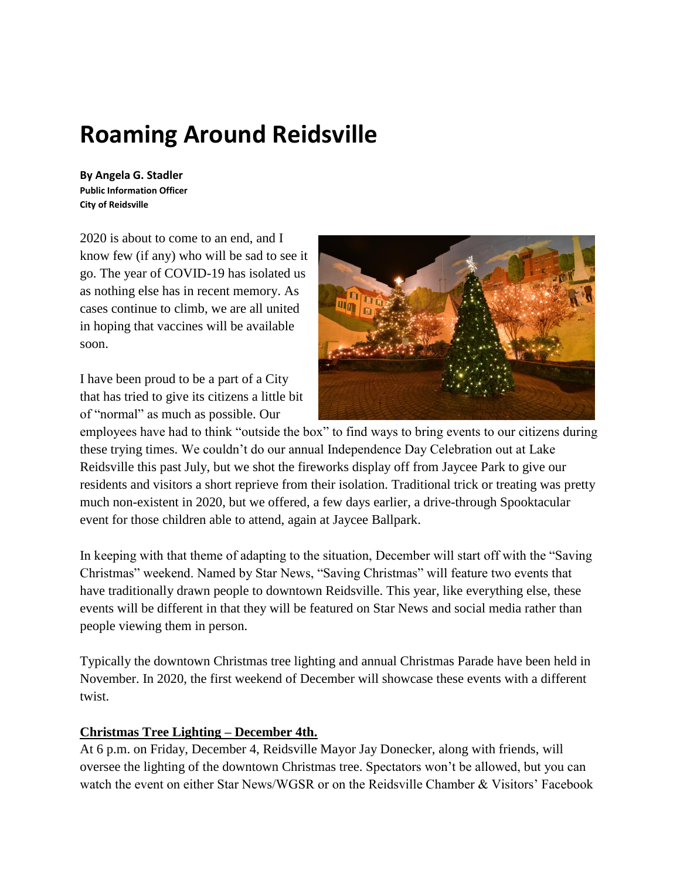# Roaming Around Reidsville

**By Angela G. Stadler**
**Public Information Officer**
**City of Reidsville**

2020 is about to come to an end, and I know few (if any) who will be sad to see it go. The year of COVID-19 has isolated us as nothing else has in recent memory. As cases continue to climb, we are all united in hoping that vaccines will be available soon.

I have been proud to be a part of a City that has tried to give its citizens a little bit of "normal" as much as possible. Our employees have had to think "outside the box" to find ways to bring events to our citizens during these trying times. We couldn't do our annual Independence Day Celebration out at Lake Reidsville this past July, but we shot the fireworks display off from Jaycee Park to give our residents and visitors a short reprieve from their isolation. Traditional trick or treating was pretty much non-existent in 2020, but we offered, a few days earlier, a drive-through Spooktacular event for those children able to attend, again at Jaycee Ballpark.

In keeping with that theme of adapting to the situation, December will start off with the "Saving Christmas" weekend. Named by Star News, "Saving Christmas" will feature two events that have traditionally drawn people to downtown Reidsville. This year, like everything else, these events will be different in that they will be featured on Star News and social media rather than people viewing them in person.

Typically the downtown Christmas tree lighting and annual Christmas Parade have been held in November. In 2020, the first weekend of December will showcase these events with a different twist.

**Christmas Tree Lighting – December 4th.**

At 6 p.m. on Friday, December 4, Reidsville Mayor Jay Donecker, along with friends, will oversee the lighting of the downtown Christmas tree. Spectators won't be allowed, but you can watch the event on either Star News/WGSR or on the Reidsville Chamber & Visitors' Facebook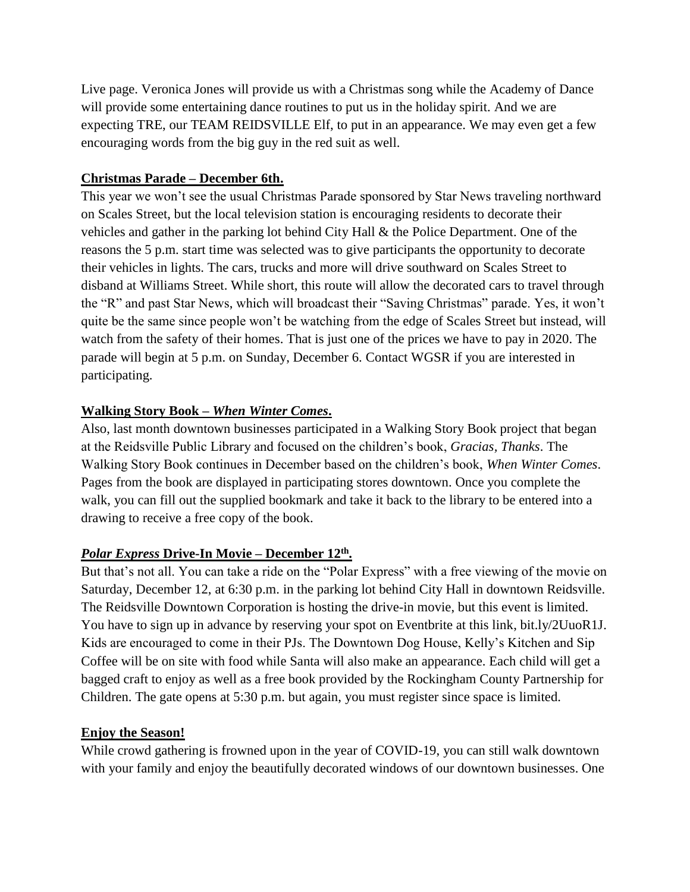Live page. Veronica Jones will provide us with a Christmas song while the Academy of Dance will provide some entertaining dance routines to put us in the holiday spirit. And we are expecting TRE, our TEAM REIDSVILLE Elf, to put in an appearance. We may even get a few encouraging words from the big guy in the red suit as well.

**Christmas Parade – December 6th.**

This year we won't see the usual Christmas Parade sponsored by Star News traveling northward on Scales Street, but the local television station is encouraging residents to decorate their vehicles and gather in the parking lot behind City Hall & the Police Department. One of the reasons the 5 p.m. start time was selected was to give participants the opportunity to decorate their vehicles in lights. The cars, trucks and more will drive southward on Scales Street to disband at Williams Street. While short, this route will allow the decorated cars to travel through the "R" and past Star News, which will broadcast their "Saving Christmas" parade. Yes, it won't quite be the same since people won't be watching from the edge of Scales Street but instead, will watch from the safety of their homes. That is just one of the prices we have to pay in 2020. The parade will begin at 5 p.m. on Sunday, December 6. Contact WGSR if you are interested in participating.

**Walking Story Book – *When Winter Comes*.**

Also, last month downtown businesses participated in a Walking Story Book project that began at the Reidsville Public Library and focused on the children's book, *Gracias, Thanks*. The Walking Story Book continues in December based on the children's book, *When Winter Comes*. Pages from the book are displayed in participating stores downtown. Once you complete the walk, you can fill out the supplied bookmark and take it back to the library to be entered into a drawing to receive a free copy of the book.

***Polar Express* Drive-In Movie – December 12th.**

But that's not all. You can take a ride on the "Polar Express" with a free viewing of the movie on Saturday, December 12, at 6:30 p.m. in the parking lot behind City Hall in downtown Reidsville. The Reidsville Downtown Corporation is hosting the drive-in movie, but this event is limited. You have to sign up in advance by reserving your spot on Eventbrite at this link, bit.ly/2UuoR1J. Kids are encouraged to come in their PJs. The Downtown Dog House, Kelly's Kitchen and Sip Coffee will be on site with food while Santa will also make an appearance. Each child will get a bagged craft to enjoy as well as a free book provided by the Rockingham County Partnership for Children. The gate opens at 5:30 p.m. but again, you must register since space is limited.

**Enjoy the Season!**

While crowd gathering is frowned upon in the year of COVID-19, you can still walk downtown with your family and enjoy the beautifully decorated windows of our downtown businesses. One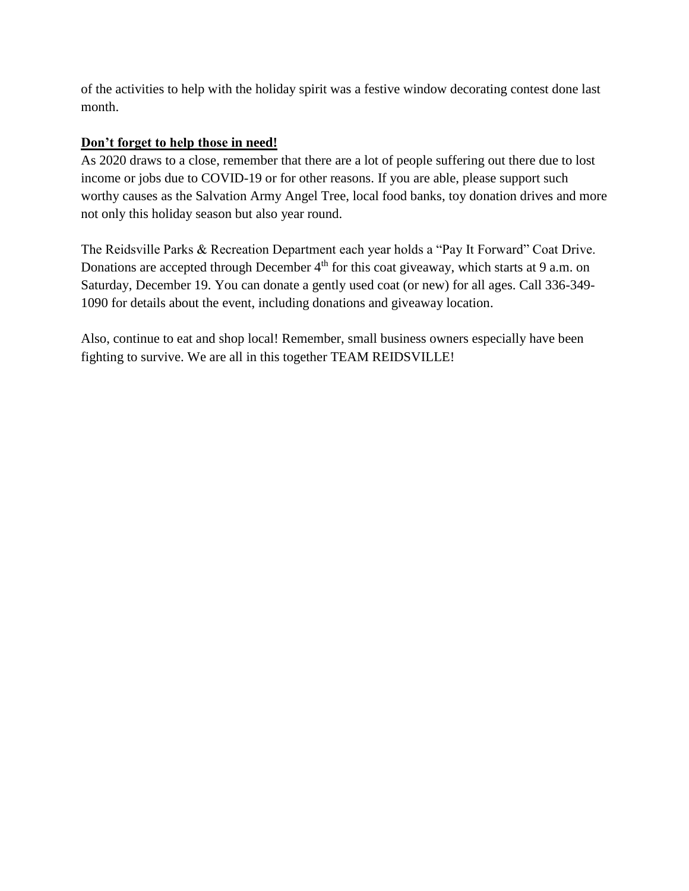of the activities to help with the holiday spirit was a festive window decorating contest done last month.

**Don't forget to help those in need!**

As 2020 draws to a close, remember that there are a lot of people suffering out there due to lost income or jobs due to COVID-19 or for other reasons. If you are able, please support such worthy causes as the Salvation Army Angel Tree, local food banks, toy donation drives and more not only this holiday season but also year round.

The Reidsville Parks & Recreation Department each year holds a "Pay It Forward" Coat Drive. Donations are accepted through December 4th for this coat giveaway, which starts at 9 a.m. on Saturday, December 19. You can donate a gently used coat (or new) for all ages. Call 336-349-1090 for details about the event, including donations and giveaway location.

Also, continue to eat and shop local! Remember, small business owners especially have been fighting to survive. We are all in this together TEAM REIDSVILLE!